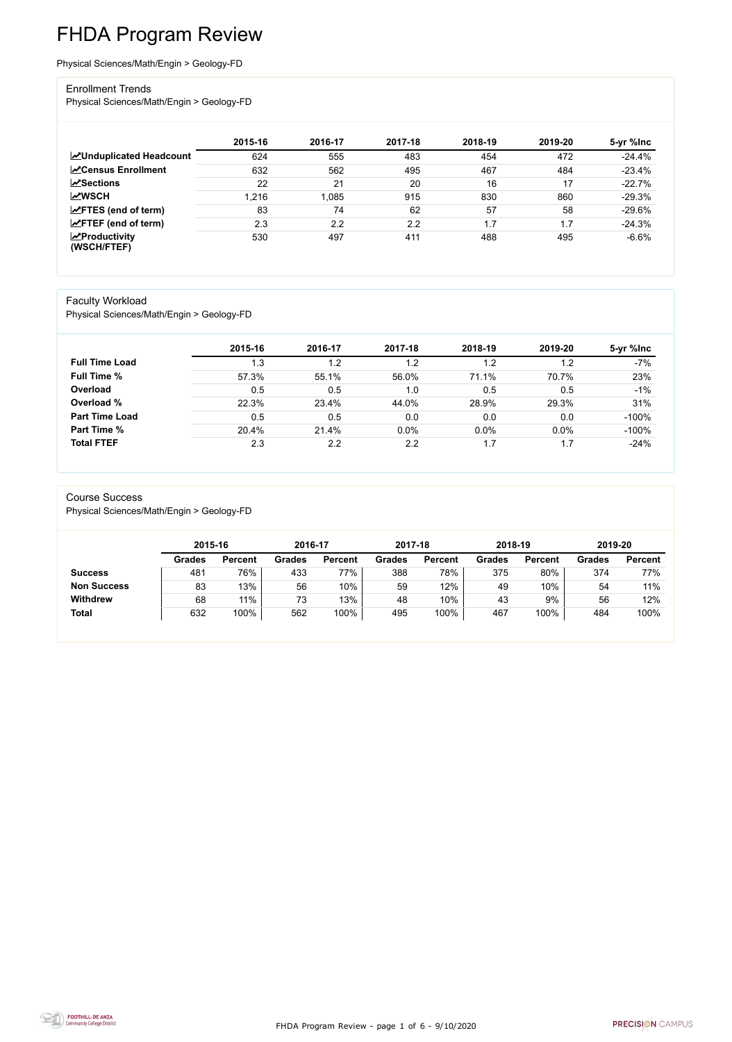# FHDA Program Review

Physical Sciences/Math/Engin > Geology-FD

## Enrollment Trends

Physical Sciences/Math/Engin > Geology-FD

| | 2015-16 | 2016-17 | 2017-18 | 2018-19 | 2019-20 | 5-yr %Inc |
|---|---|---|---|---|---|---|
| **Unduplicated Headcount** | 624 | 555 | 483 | 454 | 472 | -24.4% |
| **Census Enrollment** | 632 | 562 | 495 | 467 | 484 | -23.4% |
| **Sections** | 22 | 21 | 20 | 16 | 17 | -22.7% |
| **WSCH** | 1,216 | 1,085 | 915 | 830 | 860 | -29.3% |
| **FTES (end of term)** | 83 | 74 | 62 | 57 | 58 | -29.6% |
| **FTEF (end of term)** | 2.3 | 2.2 | 2.2 | 1.7 | 1.7 | -24.3% |
| **Productivity (WSCH/FTEF)** | 530 | 497 | 411 | 488 | 495 | -6.6% |

## Faculty Workload

Physical Sciences/Math/Engin > Geology-FD

| | 2015-16 | 2016-17 | 2017-18 | 2018-19 | 2019-20 | 5-yr %Inc |
|---|---|---|---|---|---|---|
| **Full Time Load** | 1.3 | 1.2 | 1.2 | 1.2 | 1.2 | -7% |
| **Full Time %** | 57.3% | 55.1% | 56.0% | 71.1% | 70.7% | 23% |
| **Overload** | 0.5 | 0.5 | 1.0 | 0.5 | 0.5 | -1% |
| **Overload %** | 22.3% | 23.4% | 44.0% | 28.9% | 29.3% | 31% |
| **Part Time Load** | 0.5 | 0.5 | 0.0 | 0.0 | 0.0 | -100% |
| **Part Time %** | 20.4% | 21.4% | 0.0% | 0.0% | 0.0% | -100% |
| **Total FTEF** | 2.3 | 2.2 | 2.2 | 1.7 | 1.7 | -24% |

## Course Success

Physical Sciences/Math/Engin > Geology-FD

| | 2015-16 | | 2016-17 | | 2017-18 | | 2018-19 | | 2019-20 | |
|---|---|---|---|---|---|---|---|---|---|---|
| | **Grades** | **Percent** | **Grades** | **Percent** | **Grades** | **Percent** | **Grades** | **Percent** | **Grades** | **Percent** |
| **Success** | 481 | 76% | 433 | 77% | 388 | 78% | 375 | 80% | 374 | 77% |
| **Non Success** | 83 | 13% | 56 | 10% | 59 | 12% | 49 | 10% | 54 | 11% |
| **Withdrew** | 68 | 11% | 73 | 13% | 48 | 10% | 43 | 9% | 56 | 12% |
| **Total** | 632 | 100% | 562 | 100% | 495 | 100% | 467 | 100% | 484 | 100% |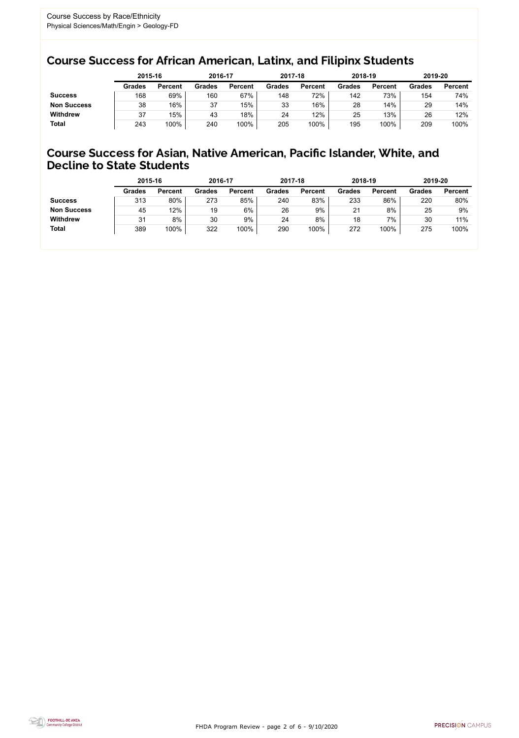Course Success by Race/Ethnicity
Physical Sciences/Math/Engin > Geology-FD

## Course Success for African American, Latinx, and Filipinx Students

| | 2015-16 | | 2016-17 | | 2017-18 | | 2018-19 | | 2019-20 | |
|---|---|---|---|---|---|---|---|---|---|---|
| | **Grades** | **Percent** | **Grades** | **Percent** | **Grades** | **Percent** | **Grades** | **Percent** | **Grades** | **Percent** |
| **Success** | 168 | 69% | 160 | 67% | 148 | 72% | 142 | 73% | 154 | 74% |
| **Non Success** | 38 | 16% | 37 | 15% | 33 | 16% | 28 | 14% | 29 | 14% |
| **Withdrew** | 37 | 15% | 43 | 18% | 24 | 12% | 25 | 13% | 26 | 12% |
| **Total** | 243 | 100% | 240 | 100% | 205 | 100% | 195 | 100% | 209 | 100% |

## Course Success for Asian, Native American, Pacific Islander, White, and Decline to State Students

| | 2015-16 | | 2016-17 | | 2017-18 | | 2018-19 | | 2019-20 | |
|---|---|---|---|---|---|---|---|---|---|---|
| | **Grades** | **Percent** | **Grades** | **Percent** | **Grades** | **Percent** | **Grades** | **Percent** | **Grades** | **Percent** |
| **Success** | 313 | 80% | 273 | 85% | 240 | 83% | 233 | 86% | 220 | 80% |
| **Non Success** | 45 | 12% | 19 | 6% | 26 | 9% | 21 | 8% | 25 | 9% |
| **Withdrew** | 31 | 8% | 30 | 9% | 24 | 8% | 18 | 7% | 30 | 11% |
| **Total** | 389 | 100% | 322 | 100% | 290 | 100% | 272 | 100% | 275 | 100% |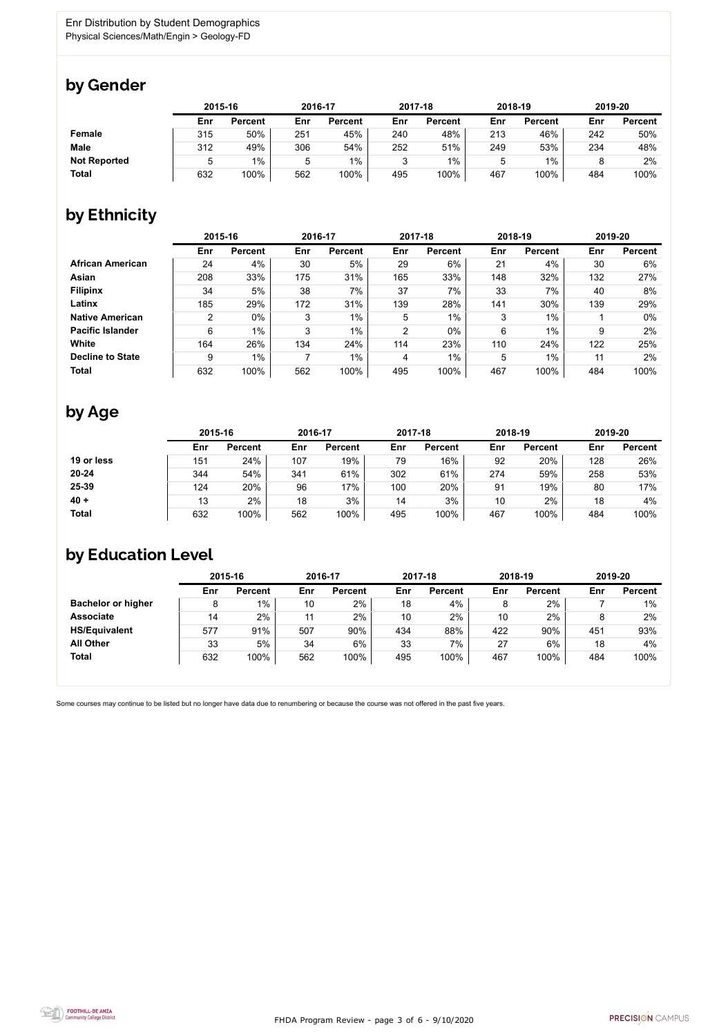Enr Distribution by Student Demographics
Physical Sciences/Math/Engin > Geology-FD

## by Gender

| | 2015-16 | | 2016-17 | | 2017-18 | | 2018-19 | | 2019-20 | |
|---|---|---|---|---|---|---|---|---|---|---|
| | Enr | Percent | Enr | Percent | Enr | Percent | Enr | Percent | Enr | Percent |
| **Female** | 315 | 50% | 251 | 45% | 240 | 48% | 213 | 46% | 242 | 50% |
| **Male** | 312 | 49% | 306 | 54% | 252 | 51% | 249 | 53% | 234 | 48% |
| **Not Reported** | 5 | 1% | 5 | 1% | 3 | 1% | 5 | 1% | 8 | 2% |
| **Total** | 632 | 100% | 562 | 100% | 495 | 100% | 467 | 100% | 484 | 100% |

## by Ethnicity

| | 2015-16 | | 2016-17 | | 2017-18 | | 2018-19 | | 2019-20 | |
|---|---|---|---|---|---|---|---|---|---|---|
| | Enr | Percent | Enr | Percent | Enr | Percent | Enr | Percent | Enr | Percent |
| **African American** | 24 | 4% | 30 | 5% | 29 | 6% | 21 | 4% | 30 | 6% |
| **Asian** | 208 | 33% | 175 | 31% | 165 | 33% | 148 | 32% | 132 | 27% |
| **Filipinx** | 34 | 5% | 38 | 7% | 37 | 7% | 33 | 7% | 40 | 8% |
| **Latinx** | 185 | 29% | 172 | 31% | 139 | 28% | 141 | 30% | 139 | 29% |
| **Native American** | 2 | 0% | 3 | 1% | 5 | 1% | 3 | 1% | 1 | 0% |
| **Pacific Islander** | 6 | 1% | 3 | 1% | 2 | 0% | 6 | 1% | 9 | 2% |
| **White** | 164 | 26% | 134 | 24% | 114 | 23% | 110 | 24% | 122 | 25% |
| **Decline to State** | 9 | 1% | 7 | 1% | 4 | 1% | 5 | 1% | 11 | 2% |
| **Total** | 632 | 100% | 562 | 100% | 495 | 100% | 467 | 100% | 484 | 100% |

## by Age

| | 2015-16 | | 2016-17 | | 2017-18 | | 2018-19 | | 2019-20 | |
|---|---|---|---|---|---|---|---|---|---|---|
| | Enr | Percent | Enr | Percent | Enr | Percent | Enr | Percent | Enr | Percent |
| **19 or less** | 151 | 24% | 107 | 19% | 79 | 16% | 92 | 20% | 128 | 26% |
| **20-24** | 344 | 54% | 341 | 61% | 302 | 61% | 274 | 59% | 258 | 53% |
| **25-39** | 124 | 20% | 96 | 17% | 100 | 20% | 91 | 19% | 80 | 17% |
| **40 +** | 13 | 2% | 18 | 3% | 14 | 3% | 10 | 2% | 18 | 4% |
| **Total** | 632 | 100% | 562 | 100% | 495 | 100% | 467 | 100% | 484 | 100% |

## by Education Level

| | 2015-16 | | 2016-17 | | 2017-18 | | 2018-19 | | 2019-20 | |
|---|---|---|---|---|---|---|---|---|---|---|
| | Enr | Percent | Enr | Percent | Enr | Percent | Enr | Percent | Enr | Percent |
| **Bachelor or higher** | 8 | 1% | 10 | 2% | 18 | 4% | 8 | 2% | 7 | 1% |
| **Associate** | 14 | 2% | 11 | 2% | 10 | 2% | 10 | 2% | 8 | 2% |
| **HS/Equivalent** | 577 | 91% | 507 | 90% | 434 | 88% | 422 | 90% | 451 | 93% |
| **All Other** | 33 | 5% | 34 | 6% | 33 | 7% | 27 | 6% | 18 | 4% |
| **Total** | 632 | 100% | 562 | 100% | 495 | 100% | 467 | 100% | 484 | 100% |

Some courses may continue to be listed but no longer have data due to renumbering or because the course was not offered in the past five years.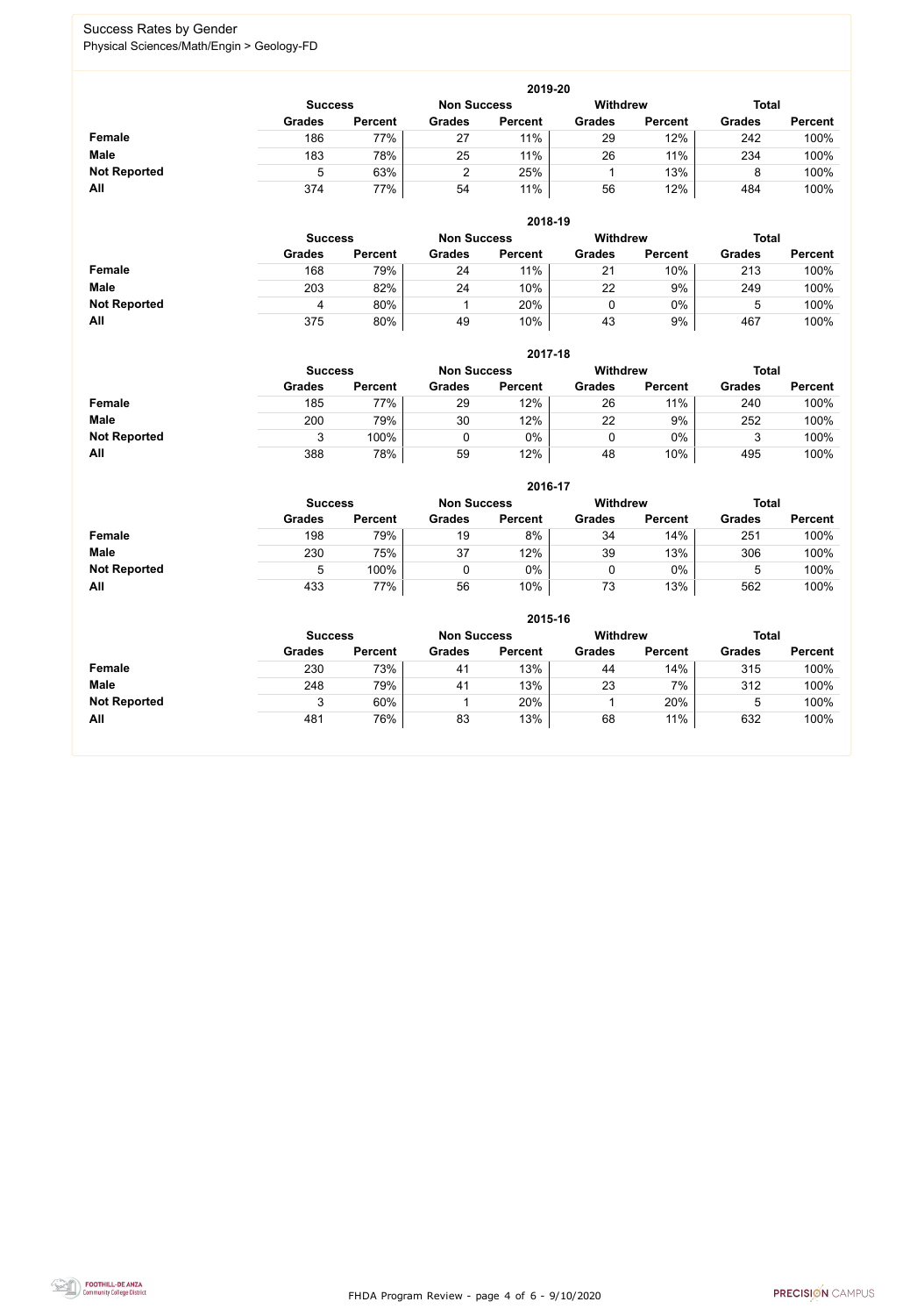# Success Rates by Gender

Physical Sciences/Math/Engin > Geology-FD

### 2019-20

| | Success | | Non Success | | Withdrew | | Total | |
|---|---|---|---|---|---|---|---|---|
| | Grades | Percent | Grades | Percent | Grades | Percent | Grades | Percent |
| **Female** | 186 | 77% | 27 | 11% | 29 | 12% | 242 | 100% |
| **Male** | 183 | 78% | 25 | 11% | 26 | 11% | 234 | 100% |
| **Not Reported** | 5 | 63% | 2 | 25% | 1 | 13% | 8 | 100% |
| **All** | 374 | 77% | 54 | 11% | 56 | 12% | 484 | 100% |

### 2018-19

| | Success | | Non Success | | Withdrew | | Total | |
|---|---|---|---|---|---|---|---|---|
| | Grades | Percent | Grades | Percent | Grades | Percent | Grades | Percent |
| **Female** | 168 | 79% | 24 | 11% | 21 | 10% | 213 | 100% |
| **Male** | 203 | 82% | 24 | 10% | 22 | 9% | 249 | 100% |
| **Not Reported** | 4 | 80% | 1 | 20% | 0 | 0% | 5 | 100% |
| **All** | 375 | 80% | 49 | 10% | 43 | 9% | 467 | 100% |

### 2017-18

| | Success | | Non Success | | Withdrew | | Total | |
|---|---|---|---|---|---|---|---|---|
| | Grades | Percent | Grades | Percent | Grades | Percent | Grades | Percent |
| **Female** | 185 | 77% | 29 | 12% | 26 | 11% | 240 | 100% |
| **Male** | 200 | 79% | 30 | 12% | 22 | 9% | 252 | 100% |
| **Not Reported** | 3 | 100% | 0 | 0% | 0 | 0% | 3 | 100% |
| **All** | 388 | 78% | 59 | 12% | 48 | 10% | 495 | 100% |

### 2016-17

| | Success | | Non Success | | Withdrew | | Total | |
|---|---|---|---|---|---|---|---|---|
| | Grades | Percent | Grades | Percent | Grades | Percent | Grades | Percent |
| **Female** | 198 | 79% | 19 | 8% | 34 | 14% | 251 | 100% |
| **Male** | 230 | 75% | 37 | 12% | 39 | 13% | 306 | 100% |
| **Not Reported** | 5 | 100% | 0 | 0% | 0 | 0% | 5 | 100% |
| **All** | 433 | 77% | 56 | 10% | 73 | 13% | 562 | 100% |

### 2015-16

| | Success | | Non Success | | Withdrew | | Total | |
|---|---|---|---|---|---|---|---|---|
| | Grades | Percent | Grades | Percent | Grades | Percent | Grades | Percent |
| **Female** | 230 | 73% | 41 | 13% | 44 | 14% | 315 | 100% |
| **Male** | 248 | 79% | 41 | 13% | 23 | 7% | 312 | 100% |
| **Not Reported** | 3 | 60% | 1 | 20% | 1 | 20% | 5 | 100% |
| **All** | 481 | 76% | 83 | 13% | 68 | 11% | 632 | 100% |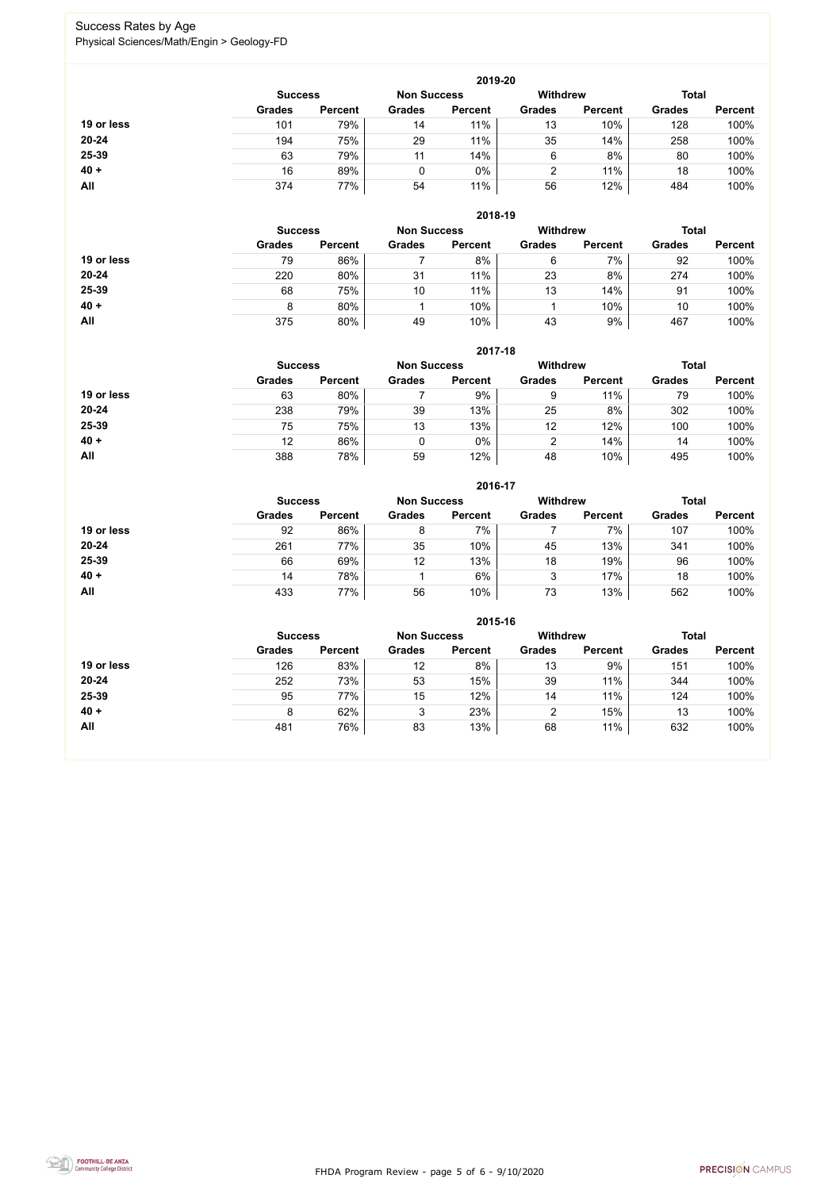# Success Rates by Age

Physical Sciences/Math/Engin > Geology-FD

### 2019-20

| | Success | | Non Success | | Withdrew | | Total | |
|---|---|---|---|---|---|---|---|---|
| | Grades | Percent | Grades | Percent | Grades | Percent | Grades | Percent |
| **19 or less** | 101 | 79% | 14 | 11% | 13 | 10% | 128 | 100% |
| **20-24** | 194 | 75% | 29 | 11% | 35 | 14% | 258 | 100% |
| **25-39** | 63 | 79% | 11 | 14% | 6 | 8% | 80 | 100% |
| **40 +** | 16 | 89% | 0 | 0% | 2 | 11% | 18 | 100% |
| **All** | 374 | 77% | 54 | 11% | 56 | 12% | 484 | 100% |

### 2018-19

| | Success | | Non Success | | Withdrew | | Total | |
|---|---|---|---|---|---|---|---|---|
| | Grades | Percent | Grades | Percent | Grades | Percent | Grades | Percent |
| **19 or less** | 79 | 86% | 7 | 8% | 6 | 7% | 92 | 100% |
| **20-24** | 220 | 80% | 31 | 11% | 23 | 8% | 274 | 100% |
| **25-39** | 68 | 75% | 10 | 11% | 13 | 14% | 91 | 100% |
| **40 +** | 8 | 80% | 1 | 10% | 1 | 10% | 10 | 100% |
| **All** | 375 | 80% | 49 | 10% | 43 | 9% | 467 | 100% |

### 2017-18

| | Success | | Non Success | | Withdrew | | Total | |
|---|---|---|---|---|---|---|---|---|
| | Grades | Percent | Grades | Percent | Grades | Percent | Grades | Percent |
| **19 or less** | 63 | 80% | 7 | 9% | 9 | 11% | 79 | 100% |
| **20-24** | 238 | 79% | 39 | 13% | 25 | 8% | 302 | 100% |
| **25-39** | 75 | 75% | 13 | 13% | 12 | 12% | 100 | 100% |
| **40 +** | 12 | 86% | 0 | 0% | 2 | 14% | 14 | 100% |
| **All** | 388 | 78% | 59 | 12% | 48 | 10% | 495 | 100% |

### 2016-17

| | Success | | Non Success | | Withdrew | | Total | |
|---|---|---|---|---|---|---|---|---|
| | Grades | Percent | Grades | Percent | Grades | Percent | Grades | Percent |
| **19 or less** | 92 | 86% | 8 | 7% | 7 | 7% | 107 | 100% |
| **20-24** | 261 | 77% | 35 | 10% | 45 | 13% | 341 | 100% |
| **25-39** | 66 | 69% | 12 | 13% | 18 | 19% | 96 | 100% |
| **40 +** | 14 | 78% | 1 | 6% | 3 | 17% | 18 | 100% |
| **All** | 433 | 77% | 56 | 10% | 73 | 13% | 562 | 100% |

### 2015-16

| | Success | | Non Success | | Withdrew | | Total | |
|---|---|---|---|---|---|---|---|---|
| | Grades | Percent | Grades | Percent | Grades | Percent | Grades | Percent |
| **19 or less** | 126 | 83% | 12 | 8% | 13 | 9% | 151 | 100% |
| **20-24** | 252 | 73% | 53 | 15% | 39 | 11% | 344 | 100% |
| **25-39** | 95 | 77% | 15 | 12% | 14 | 11% | 124 | 100% |
| **40 +** | 8 | 62% | 3 | 23% | 2 | 15% | 13 | 100% |
| **All** | 481 | 76% | 83 | 13% | 68 | 11% | 632 | 100% |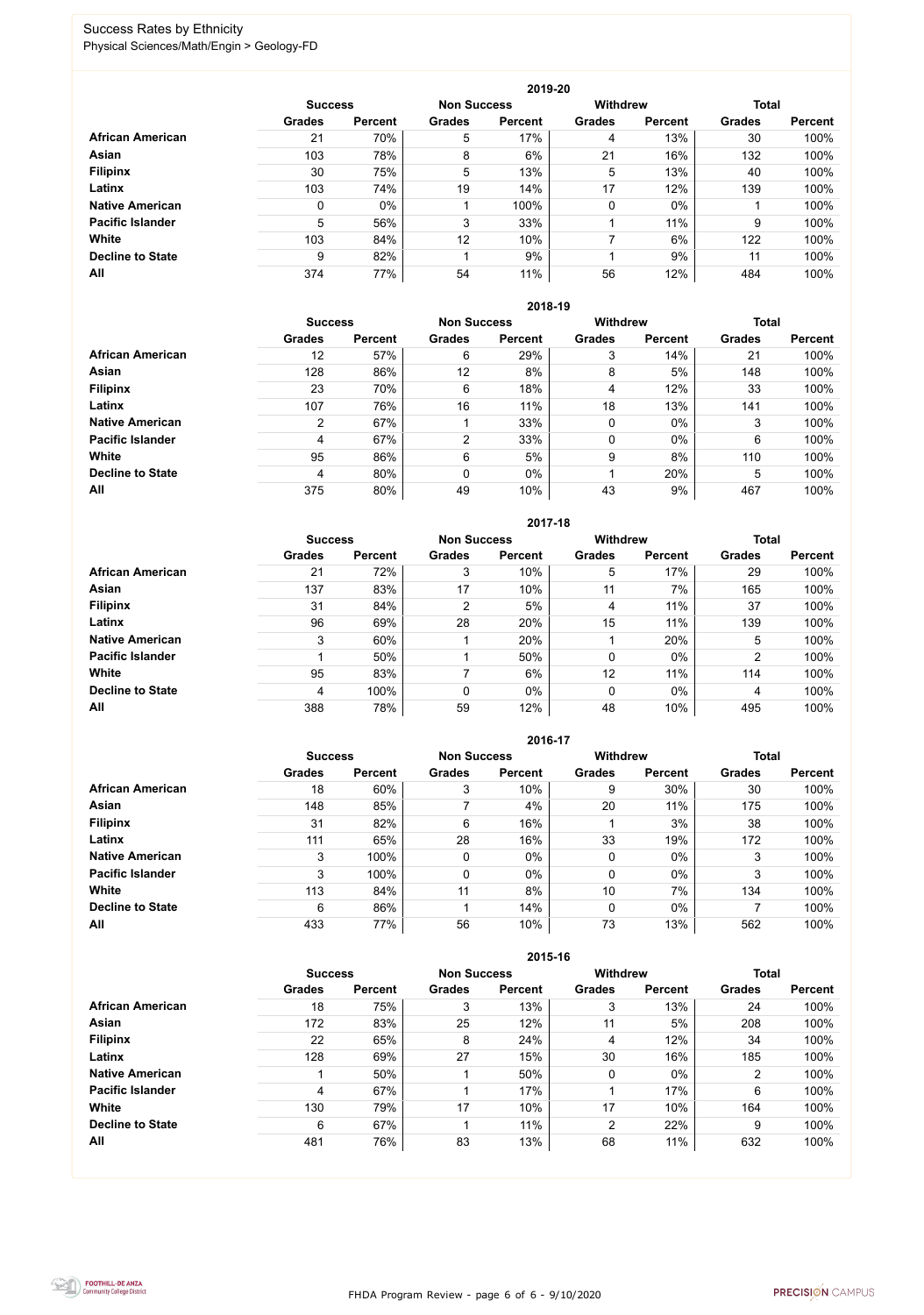# Success Rates by Ethnicity

Physical Sciences/Math/Engin > Geology-FD

## 2019-20

| | Success | | Non Success | | Withdrew | | Total | |
|---|---|---|---|---|---|---|---|---|
| | Grades | Percent | Grades | Percent | Grades | Percent | Grades | Percent |
| **African American** | 21 | 70% | 5 | 17% | 4 | 13% | 30 | 100% |
| **Asian** | 103 | 78% | 8 | 6% | 21 | 16% | 132 | 100% |
| **Filipinx** | 30 | 75% | 5 | 13% | 5 | 13% | 40 | 100% |
| **Latinx** | 103 | 74% | 19 | 14% | 17 | 12% | 139 | 100% |
| **Native American** | 0 | 0% | 1 | 100% | 0 | 0% | 1 | 100% |
| **Pacific Islander** | 5 | 56% | 3 | 33% | 1 | 11% | 9 | 100% |
| **White** | 103 | 84% | 12 | 10% | 7 | 6% | 122 | 100% |
| **Decline to State** | 9 | 82% | 1 | 9% | 1 | 9% | 11 | 100% |
| **All** | 374 | 77% | 54 | 11% | 56 | 12% | 484 | 100% |

## 2018-19

| | Success | | Non Success | | Withdrew | | Total | |
|---|---|---|---|---|---|---|---|---|
| | Grades | Percent | Grades | Percent | Grades | Percent | Grades | Percent |
| **African American** | 12 | 57% | 6 | 29% | 3 | 14% | 21 | 100% |
| **Asian** | 128 | 86% | 12 | 8% | 8 | 5% | 148 | 100% |
| **Filipinx** | 23 | 70% | 6 | 18% | 4 | 12% | 33 | 100% |
| **Latinx** | 107 | 76% | 16 | 11% | 18 | 13% | 141 | 100% |
| **Native American** | 2 | 67% | 1 | 33% | 0 | 0% | 3 | 100% |
| **Pacific Islander** | 4 | 67% | 2 | 33% | 0 | 0% | 6 | 100% |
| **White** | 95 | 86% | 6 | 5% | 9 | 8% | 110 | 100% |
| **Decline to State** | 4 | 80% | 0 | 0% | 1 | 20% | 5 | 100% |
| **All** | 375 | 80% | 49 | 10% | 43 | 9% | 467 | 100% |

## 2017-18

| | Success | | Non Success | | Withdrew | | Total | |
|---|---|---|---|---|---|---|---|---|
| | Grades | Percent | Grades | Percent | Grades | Percent | Grades | Percent |
| **African American** | 21 | 72% | 3 | 10% | 5 | 17% | 29 | 100% |
| **Asian** | 137 | 83% | 17 | 10% | 11 | 7% | 165 | 100% |
| **Filipinx** | 31 | 84% | 2 | 5% | 4 | 11% | 37 | 100% |
| **Latinx** | 96 | 69% | 28 | 20% | 15 | 11% | 139 | 100% |
| **Native American** | 3 | 60% | 1 | 20% | 1 | 20% | 5 | 100% |
| **Pacific Islander** | 1 | 50% | 1 | 50% | 0 | 0% | 2 | 100% |
| **White** | 95 | 83% | 7 | 6% | 12 | 11% | 114 | 100% |
| **Decline to State** | 4 | 100% | 0 | 0% | 0 | 0% | 4 | 100% |
| **All** | 388 | 78% | 59 | 12% | 48 | 10% | 495 | 100% |

## 2016-17

| | Success | | Non Success | | Withdrew | | Total | |
|---|---|---|---|---|---|---|---|---|
| | Grades | Percent | Grades | Percent | Grades | Percent | Grades | Percent |
| **African American** | 18 | 60% | 3 | 10% | 9 | 30% | 30 | 100% |
| **Asian** | 148 | 85% | 7 | 4% | 20 | 11% | 175 | 100% |
| **Filipinx** | 31 | 82% | 6 | 16% | 1 | 3% | 38 | 100% |
| **Latinx** | 111 | 65% | 28 | 16% | 33 | 19% | 172 | 100% |
| **Native American** | 3 | 100% | 0 | 0% | 0 | 0% | 3 | 100% |
| **Pacific Islander** | 3 | 100% | 0 | 0% | 0 | 0% | 3 | 100% |
| **White** | 113 | 84% | 11 | 8% | 10 | 7% | 134 | 100% |
| **Decline to State** | 6 | 86% | 1 | 14% | 0 | 0% | 7 | 100% |
| **All** | 433 | 77% | 56 | 10% | 73 | 13% | 562 | 100% |

## 2015-16

| | Success | | Non Success | | Withdrew | | Total | |
|---|---|---|---|---|---|---|---|---|
| | Grades | Percent | Grades | Percent | Grades | Percent | Grades | Percent |
| **African American** | 18 | 75% | 3 | 13% | 3 | 13% | 24 | 100% |
| **Asian** | 172 | 83% | 25 | 12% | 11 | 5% | 208 | 100% |
| **Filipinx** | 22 | 65% | 8 | 24% | 4 | 12% | 34 | 100% |
| **Latinx** | 128 | 69% | 27 | 15% | 30 | 16% | 185 | 100% |
| **Native American** | 1 | 50% | 1 | 50% | 0 | 0% | 2 | 100% |
| **Pacific Islander** | 4 | 67% | 1 | 17% | 1 | 17% | 6 | 100% |
| **White** | 130 | 79% | 17 | 10% | 17 | 10% | 164 | 100% |
| **Decline to State** | 6 | 67% | 1 | 11% | 2 | 22% | 9 | 100% |
| **All** | 481 | 76% | 83 | 13% | 68 | 11% | 632 | 100% |